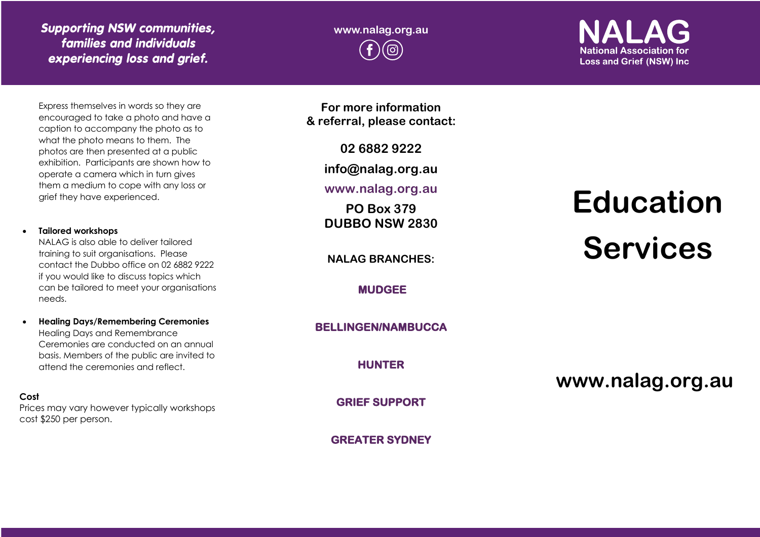*Supporting NSW communities, families and individuals experiencing loss and grief.*

www.nalag.org.au

**NALAG**
National Association for Loss and Grief (NSW) Inc

Express themselves in words so they are encouraged to take a photo and have a caption to accompany the photo as to what the photo means to them. The photos are then presented at a public exhibition. Participants are shown how to operate a camera which in turn gives them a medium to cope with any loss or grief they have experienced.

- **Tailored workshops**
  NALAG is also able to deliver tailored training to suit organisations. Please contact the Dubbo office on 02 6882 9222 if you would like to discuss topics which can be tailored to meet your organisations needs.

- **Healing Days/Remembering Ceremonies**
  Healing Days and Remembrance Ceremonies are conducted on an annual basis. Members of the public are invited to attend the ceremonies and reflect.

**Cost**
Prices may vary however typically workshops cost $250 per person.

**For more information & referral, please contact:**

**02 6882 9222**

**info@nalag.org.au**

**www.nalag.org.au**

**PO Box 379**
**DUBBO NSW 2830**

**NALAG BRANCHES:**

**MUDGEE**

**BELLINGEN/NAMBUCCA**

**HUNTER**

**GRIEF SUPPORT**

**GREATER SYDNEY**

# Education Services

**www.nalag.org.au**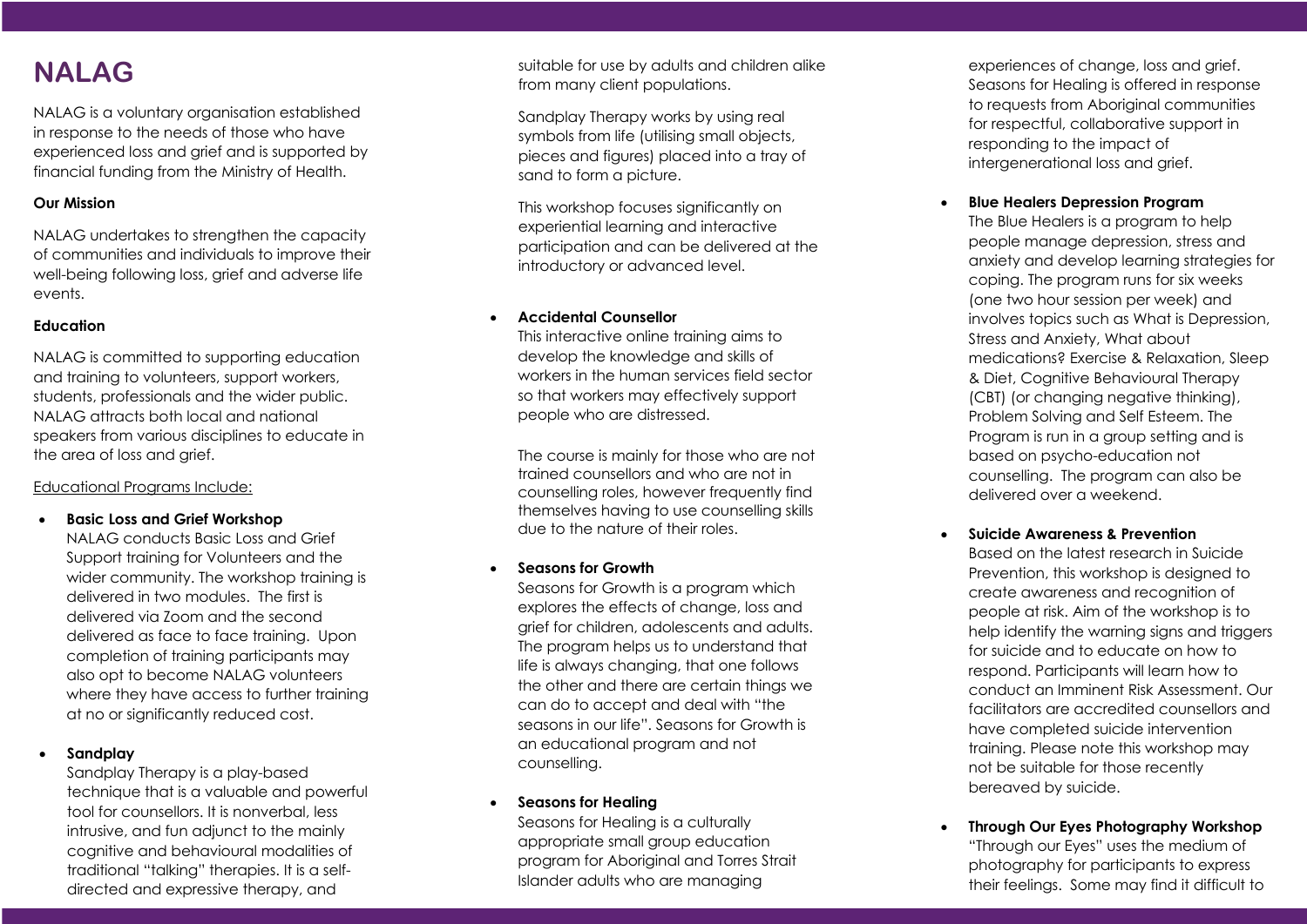# NALAG

NALAG is a voluntary organisation established in response to the needs of those who have experienced loss and grief and is supported by financial funding from the Ministry of Health.

**Our Mission**

NALAG undertakes to strengthen the capacity of communities and individuals to improve their well-being following loss, grief and adverse life events.

**Education**

NALAG is committed to supporting education and training to volunteers, support workers, students, professionals and the wider public. NALAG attracts both local and national speakers from various disciplines to educate in the area of loss and grief.

Educational Programs Include:

- **Basic Loss and Grief Workshop**
  NALAG conducts Basic Loss and Grief Support training for Volunteers and the wider community. The workshop training is delivered in two modules. The first is delivered via Zoom and the second delivered as face to face training. Upon completion of training participants may also opt to become NALAG volunteers where they have access to further training at no or significantly reduced cost.

- **Sandplay**
  Sandplay Therapy is a play-based technique that is a valuable and powerful tool for counsellors. It is nonverbal, less intrusive, and fun adjunct to the mainly cognitive and behavioural modalities of traditional "talking" therapies. It is a self-directed and expressive therapy, and suitable for use by adults and children alike from many client populations.

  Sandplay Therapy works by using real symbols from life (utilising small objects, pieces and figures) placed into a tray of sand to form a picture.

  This workshop focuses significantly on experiential learning and interactive participation and can be delivered at the introductory or advanced level.

- **Accidental Counsellor**
  This interactive online training aims to develop the knowledge and skills of workers in the human services field sector so that workers may effectively support people who are distressed.

  The course is mainly for those who are not trained counsellors and who are not in counselling roles, however frequently find themselves having to use counselling skills due to the nature of their roles.

- **Seasons for Growth**
  Seasons for Growth is a program which explores the effects of change, loss and grief for children, adolescents and adults. The program helps us to understand that life is always changing, that one follows the other and there are certain things we can do to accept and deal with "the seasons in our life". Seasons for Growth is an educational program and not counselling.

- **Seasons for Healing**
  Seasons for Healing is a culturally appropriate small group education program for Aboriginal and Torres Strait Islander adults who are managing experiences of change, loss and grief. Seasons for Healing is offered in response to requests from Aboriginal communities for respectful, collaborative support in responding to the impact of intergenerational loss and grief.

- **Blue Healers Depression Program**
  The Blue Healers is a program to help people manage depression, stress and anxiety and develop learning strategies for coping. The program runs for six weeks (one two hour session per week) and involves topics such as What is Depression, Stress and Anxiety, What about medications? Exercise & Relaxation, Sleep & Diet, Cognitive Behavioural Therapy (CBT) (or changing negative thinking), Problem Solving and Self Esteem. The Program is run in a group setting and is based on psycho-education not counselling. The program can also be delivered over a weekend.

- **Suicide Awareness & Prevention**
  Based on the latest research in Suicide Prevention, this workshop is designed to create awareness and recognition of people at risk. Aim of the workshop is to help identify the warning signs and triggers for suicide and to educate on how to respond. Participants will learn how to conduct an Imminent Risk Assessment. Our facilitators are accredited counsellors and have completed suicide intervention training. Please note this workshop may not be suitable for those recently bereaved by suicide.

- **Through Our Eyes Photography Workshop**
  "Through our Eyes" uses the medium of photography for participants to express their feelings. Some may find it difficult to